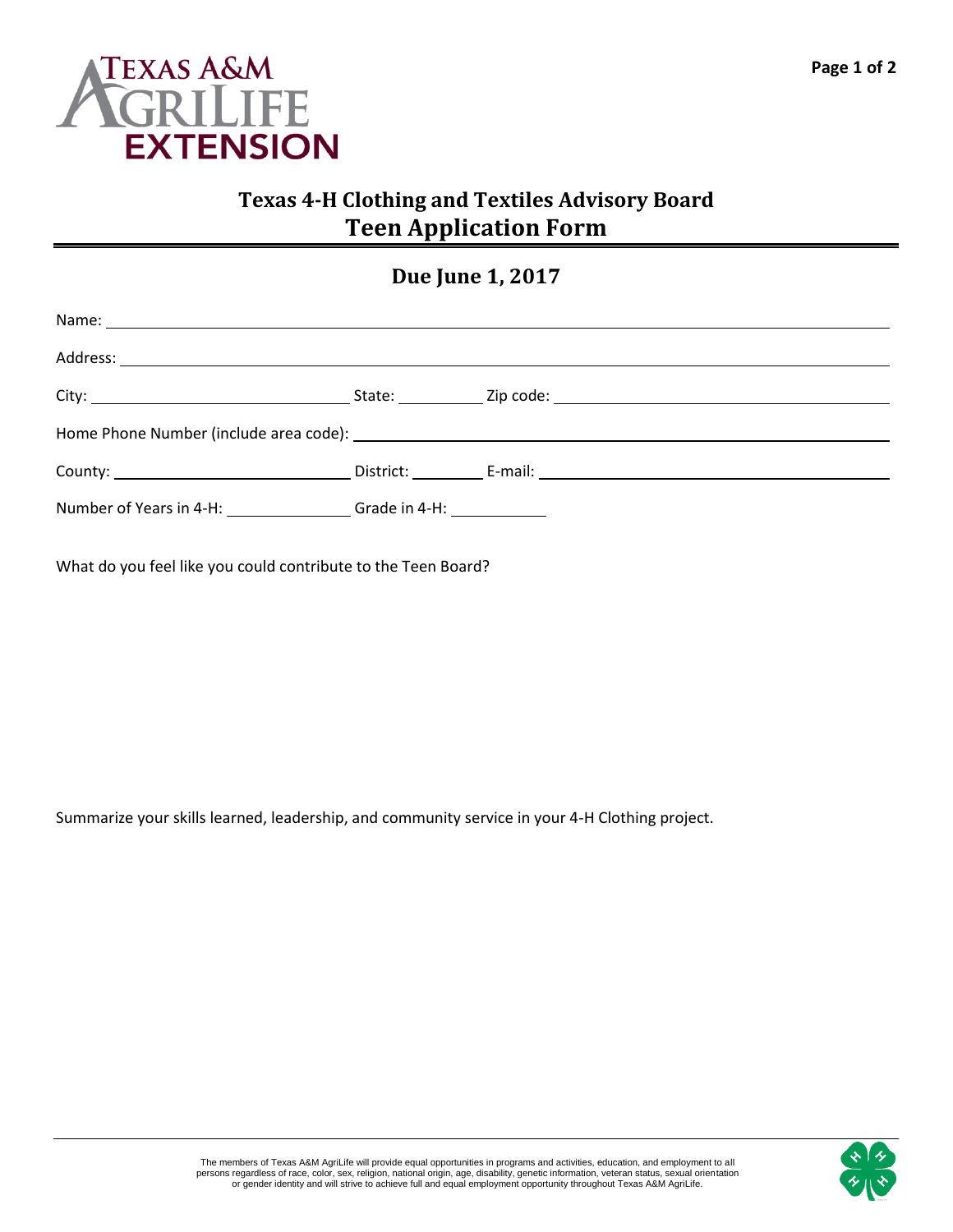# Texas 4-H Clothing and Textiles Advisory Board
# Teen Application Form

## Due June 1, 2017

Name: ______________________________________________________________________

Address: ____________________________________________________________________

City: ______________________ State: __________ Zip code: ______________________

Home Phone Number (include area code): __________________________________________

County: ______________________ District: ________ E-mail: ______________________

Number of Years in 4-H: ______________ Grade in 4-H: ___________

What do you feel like you could contribute to the Teen Board?

Summarize your skills learned, leadership, and community service in your 4-H Clothing project.

The members of Texas A&M AgriLife will provide equal opportunities in programs and activities, education, and employment to all persons regardless of race, color, sex, religion, national origin, age, disability, genetic information, veteran status, sexual orientation or gender identity and will strive to achieve full and equal employment opportunity throughout Texas A&M AgriLife.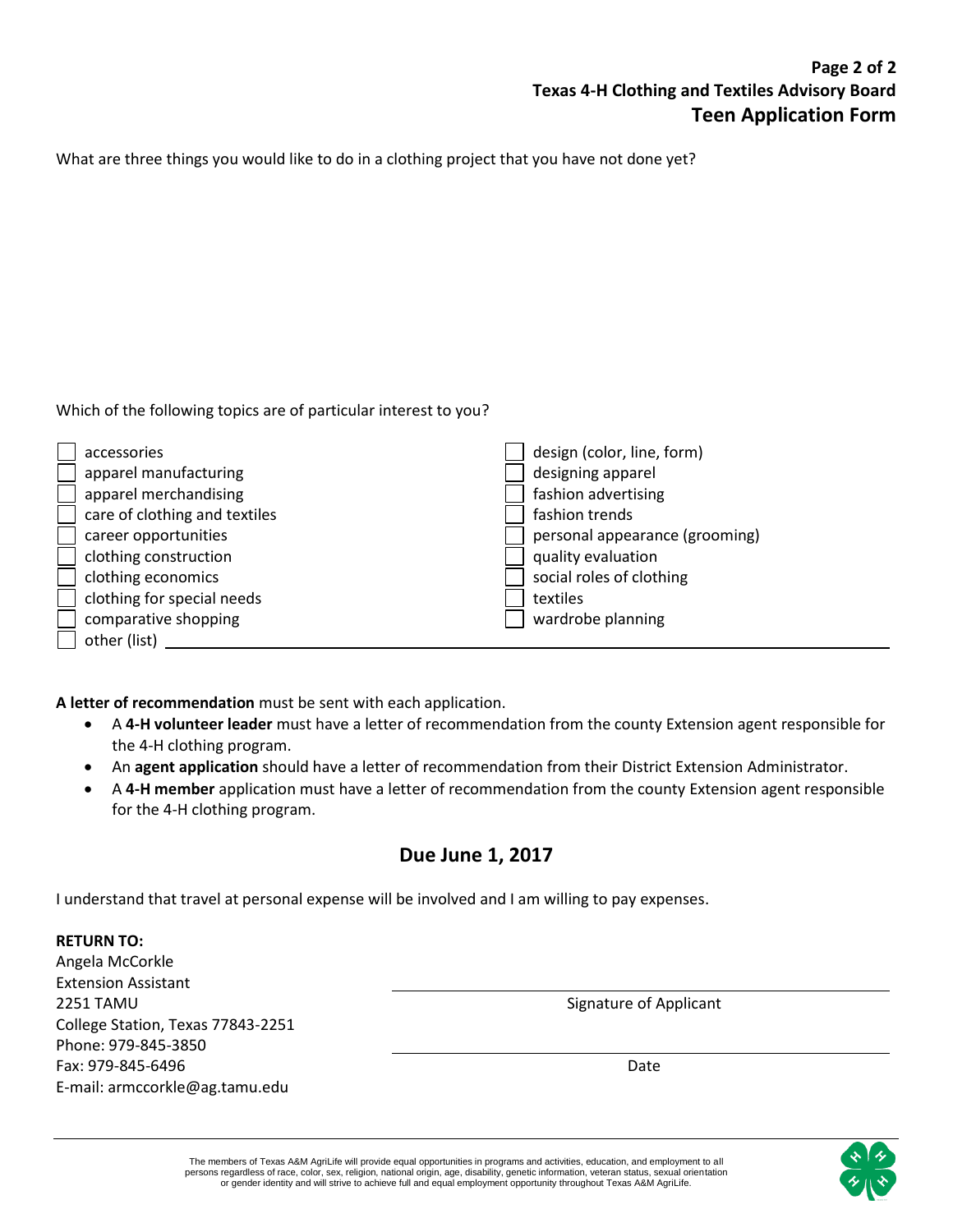**Texas 4-H Clothing and Textiles Advisory Board**

## Teen Application Form

What are three things you would like to do in a clothing project that you have not done yet?

Which of the following topics are of particular interest to you?

- ☐ accessories
- ☐ apparel manufacturing
- ☐ apparel merchandising
- ☐ care of clothing and textiles
- ☐ career opportunities
- ☐ clothing construction
- ☐ clothing economics
- ☐ clothing for special needs
- ☐ comparative shopping
- ☐ design (color, line, form)
- ☐ designing apparel
- ☐ fashion advertising
- ☐ fashion trends
- ☐ personal appearance (grooming)
- ☐ quality evaluation
- ☐ social roles of clothing
- ☐ textiles
- ☐ wardrobe planning
- ☐ other (list) ____________________

**A letter of recommendation** must be sent with each application.

- A **4-H volunteer leader** must have a letter of recommendation from the county Extension agent responsible for the 4-H clothing program.
- An **agent application** should have a letter of recommendation from their District Extension Administrator.
- A **4-H member** application must have a letter of recommendation from the county Extension agent responsible for the 4-H clothing program.

## Due June 1, 2017

I understand that travel at personal expense will be involved and I am willing to pay expenses.

**RETURN TO:**
Angela McCorkle
Extension Assistant
2251 TAMU
College Station, Texas 77843-2251
Phone: 979-845-3850
Fax: 979-845-6496
E-mail: armccorkle@ag.tamu.edu

____________________
Signature of Applicant

____________________
Date

The members of Texas A&M AgriLife will provide equal opportunities in programs and activities, education, and employment to all persons regardless of race, color, sex, religion, national origin, age, disability, genetic information, veteran status, sexual orientation or gender identity and will strive to achieve full and equal employment opportunity throughout Texas A&M AgriLife.